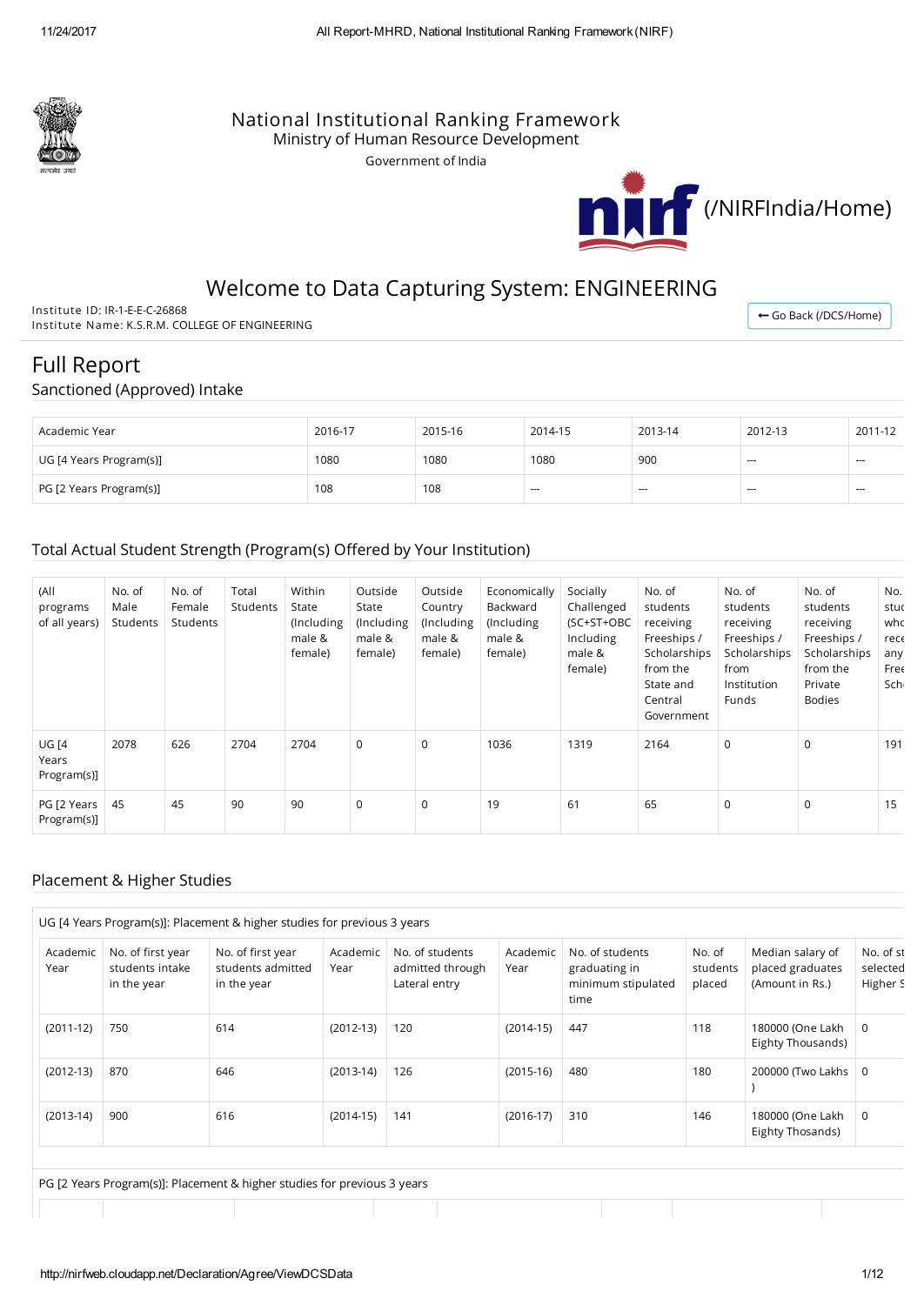National Institutional Ranking Framework
Ministry of Human Resource Development
Government of India

(/NIRFIndia/Home)

# Welcome to Data Capturing System: ENGINEERING

Institute ID: IR-1-E-E-C-26868
Institute Name: K.S.R.M. COLLEGE OF ENGINEERING

Go Back (/DCS/Home)

# Full Report

## Sanctioned (Approved) Intake

| Academic Year | 2016-17 | 2015-16 | 2014-15 | 2013-14 | 2012-13 | 2011-12 |
|---|---|---|---|---|---|---|
| UG [4 Years Program(s)] | 1080 | 1080 | 1080 | 900 | --- | --- |
| PG [2 Years Program(s)] | 108 | 108 | --- | --- | --- | --- |

## Total Actual Student Strength (Program(s) Offered by Your Institution)

| (All programs of all years) | No. of Male Students | No. of Female Students | Total Students | Within State (Including male & female) | Outside State (Including male & female) | Outside Country (Including male & female) | Economically Backward (Including male & female) | Socially Challenged (SC+ST+OBC Including male & female) | No. of students receiving Freeships / Scholarships from the State and Central Government | No. of students receiving Freeships / Scholarships from Institution Funds | No. of students receiving Freeships / Scholarships from the Private Bodies | No. stu who rece any Free Sch |
|---|---|---|---|---|---|---|---|---|---|---|---|---|
| UG [4 Years Program(s)] | 2078 | 626 | 2704 | 2704 | 0 | 0 | 1036 | 1319 | 2164 | 0 | 0 | 191 |
| PG [2 Years Program(s)] | 45 | 45 | 90 | 90 | 0 | 0 | 19 | 61 | 65 | 0 | 0 | 15 |

## Placement & Higher Studies

UG [4 Years Program(s)]: Placement & higher studies for previous 3 years

| Academic Year | No. of first year students intake in the year | No. of first year students admitted in the year | Academic Year | No. of students admitted through Lateral entry | Academic Year | No. of students graduating in minimum stipulated time | No. of students placed | Median salary of placed graduates (Amount in Rs.) | No. of st selected Higher S |
|---|---|---|---|---|---|---|---|---|---|
| (2011-12) | 750 | 614 | (2012-13) | 120 | (2014-15) | 447 | 118 | 180000 (One Lakh Eighty Thousands) | 0 |
| (2012-13) | 870 | 646 | (2013-14) | 126 | (2015-16) | 480 | 180 | 200000 (Two Lakhs ) | 0 |
| (2013-14) | 900 | 616 | (2014-15) | 141 | (2016-17) | 310 | 146 | 180000 (One Lakh Eighty Thosands) | 0 |

PG [2 Years Program(s)]: Placement & higher studies for previous 3 years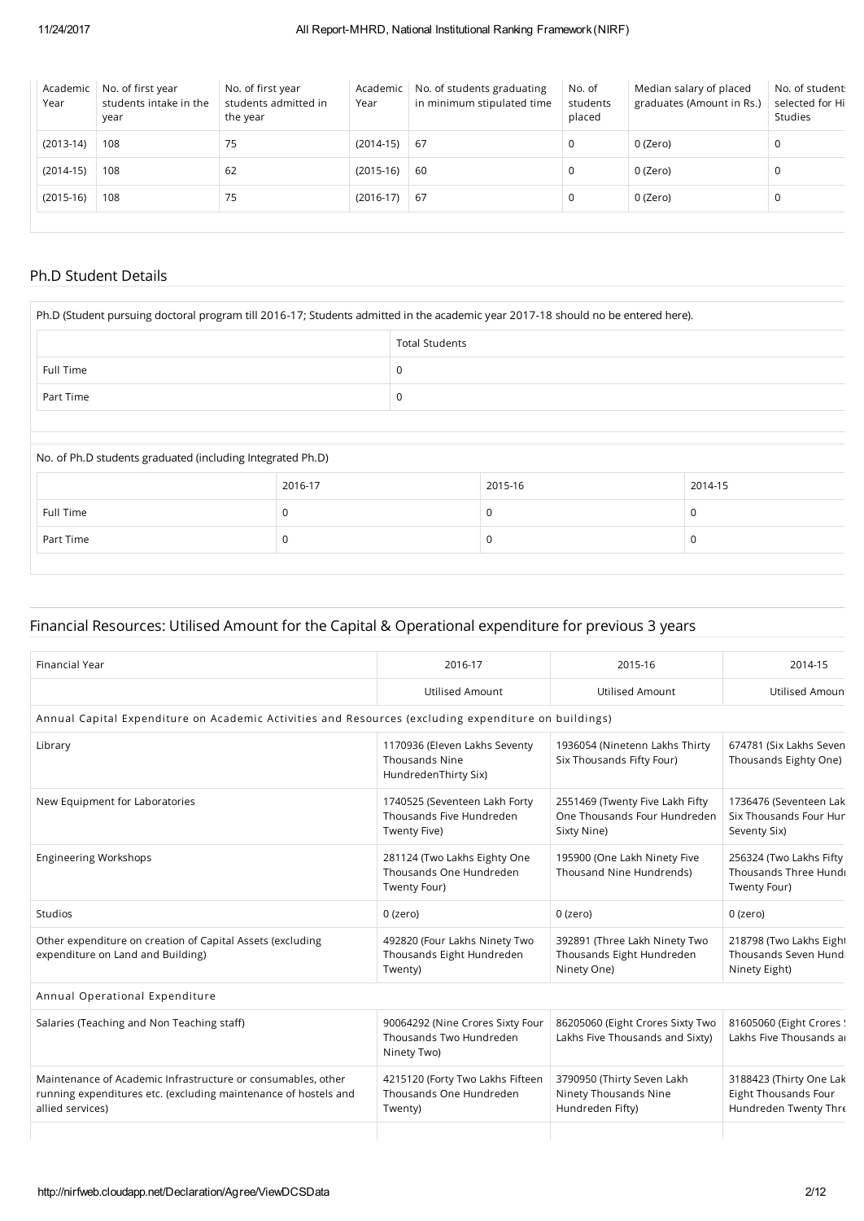| Academic Year | No. of first year students intake in the year | No. of first year students admitted in the year | Academic Year | No. of students graduating in minimum stipulated time | No. of students placed | Median salary of placed graduates (Amount in Rs.) | No. of students selected for Hi Studies |
|---|---|---|---|---|---|---|---|
| (2013-14) | 108 | 75 | (2014-15) | 67 | 0 | 0 (Zero) | 0 |
| (2014-15) | 108 | 62 | (2015-16) | 60 | 0 | 0 (Zero) | 0 |
| (2015-16) | 108 | 75 | (2016-17) | 67 | 0 | 0 (Zero) | 0 |

## Ph.D Student Details

Ph.D (Student pursuing doctoral program till 2016-17; Students admitted in the academic year 2017-18 should no be entered here).

| | Total Students |
|---|---|
| Full Time | 0 |
| Part Time | 0 |

No. of Ph.D students graduated (including Integrated Ph.D)

| | 2016-17 | 2015-16 | 2014-15 |
|---|---|---|---|
| Full Time | 0 | 0 | 0 |
| Part Time | 0 | 0 | 0 |

## Financial Resources: Utilised Amount for the Capital & Operational expenditure for previous 3 years

| Financial Year | 2016-17 | 2015-16 | 2014-15 |
|---|---|---|---|
| | Utilised Amount | Utilised Amount | Utilised Amoun |
| Annual Capital Expenditure on Academic Activities and Resources (excluding expenditure on buildings) | | | |
| Library | 1170936 (Eleven Lakhs Seventy Thousands Nine HundredenThirty Six) | 1936054 (Ninetenn Lakhs Thirty Six Thousands Fifty Four) | 674781 (Six Lakhs Seven Thousands Eighty One) |
| New Equipment for Laboratories | 1740525 (Seventeen Lakh Forty Thousands Five Hundreden Twenty Five) | 2551469 (Twenty Five Lakh Fifty One Thousands Four Hundreden Sixty Nine) | 1736476 (Seventeen Lak Six Thousands Four Hur Seventy Six) |
| Engineering Workshops | 281124 (Two Lakhs Eighty One Thousands One Hundreden Twenty Four) | 195900 (One Lakh Ninety Five Thousand Nine Hundrends) | 256324 (Two Lakhs Fifty Thousands Three Hundr Twenty Four) |
| Studios | 0 (zero) | 0 (zero) | 0 (zero) |
| Other expenditure on creation of Capital Assets (excluding expenditure on Land and Building) | 492820 (Four Lakhs Ninety Two Thousands Eight Hundreden Twenty) | 392891 (Three Lakh Ninety Two Thousands Eight Hundreden Ninety One) | 218798 (Two Lakhs Eight Thousands Seven Hund Ninety Eight) |
| Annual Operational Expenditure | | | |
| Salaries (Teaching and Non Teaching staff) | 90064292 (Nine Crores Sixty Four Thousands Two Hundreden Ninety Two) | 86205060 (Eight Crores Sixty Two Lakhs Five Thousands and Sixty) | 81605060 (Eight Crores Lakhs Five Thousands ar |
| Maintenance of Academic Infrastructure or consumables, other running expenditures etc. (excluding maintenance of hostels and allied services) | 4215120 (Forty Two Lakhs Fifteen Thousands One Hundreden Twenty) | 3790950 (Thirty Seven Lakh Ninety Thousands Nine Hundreden Fifty) | 3188423 (Thirty One Lak Eight Thousands Four Hundreden Twenty Thre |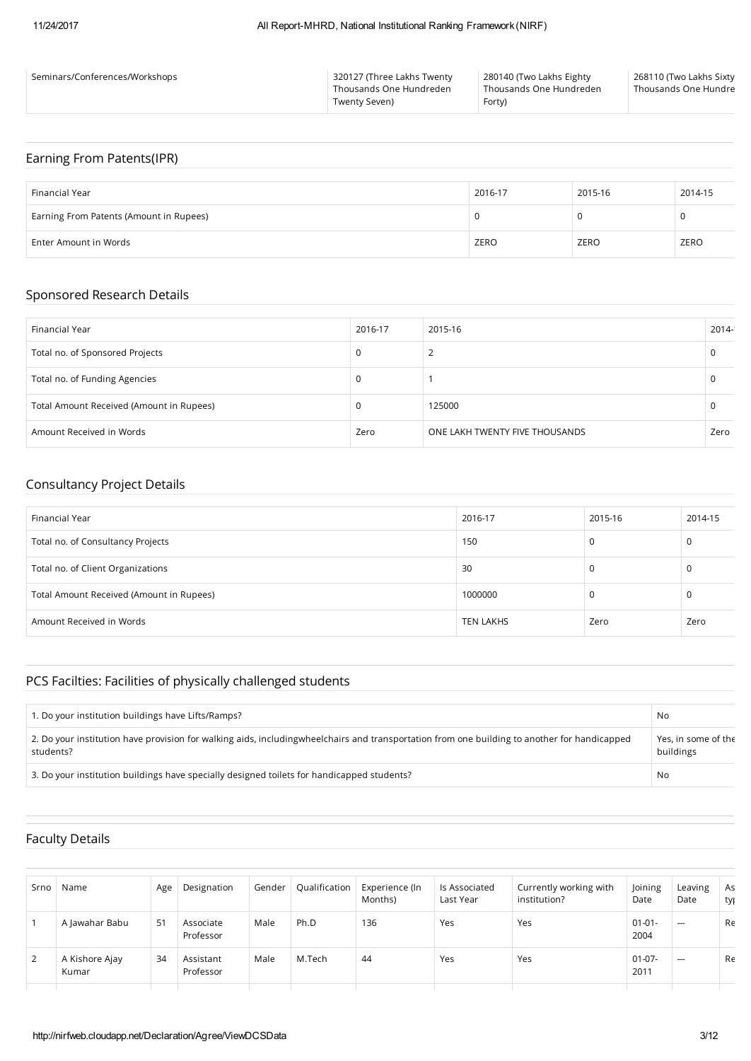| Seminars/Conferences/Workshops | 320127 (Three Lakhs Twenty Thousands One Hundreden Twenty Seven) | 280140 (Two Lakhs Eighty Thousands One Hundreden Forty) | 268110 (Two Lakhs Sixty Thousands One Hundre |
|---|---|---|---|

## Earning From Patents(IPR)

| Financial Year | 2016-17 | 2015-16 | 2014-15 |
|---|---|---|---|
| Earning From Patents (Amount in Rupees) | 0 | 0 | 0 |
| Enter Amount in Words | ZERO | ZERO | ZERO |

## Sponsored Research Details

| Financial Year | 2016-17 | 2015-16 | 2014- |
|---|---|---|---|
| Total no. of Sponsored Projects | 0 | 2 | 0 |
| Total no. of Funding Agencies | 0 | 1 | 0 |
| Total Amount Received (Amount in Rupees) | 0 | 125000 | 0 |
| Amount Received in Words | Zero | ONE LAKH TWENTY FIVE THOUSANDS | Zero |

## Consultancy Project Details

| Financial Year | 2016-17 | 2015-16 | 2014-15 |
|---|---|---|---|
| Total no. of Consultancy Projects | 150 | 0 | 0 |
| Total no. of Client Organizations | 30 | 0 | 0 |
| Total Amount Received (Amount in Rupees) | 1000000 | 0 | 0 |
| Amount Received in Words | TEN LAKHS | Zero | Zero |

## PCS Facilties: Facilities of physically challenged students

| | |
|---|---|
| 1. Do your institution buildings have Lifts/Ramps? | No |
| 2. Do your institution have provision for walking aids, includingwheelchairs and transportation from one building to another for handicapped students? | Yes, in some of the buildings |
| 3. Do your institution buildings have specially designed toilets for handicapped students? | No |

## Faculty Details

| Srno | Name | Age | Designation | Gender | Qualification | Experience (In Months) | Is Associated Last Year | Currently working with institution? | Joining Date | Leaving Date | As typ |
|---|---|---|---|---|---|---|---|---|---|---|---|
| 1 | A Jawahar Babu | 51 | Associate Professor | Male | Ph.D | 136 | Yes | Yes | 01-01-2004 | --- | Re |
| 2 | A Kishore Ajay Kumar | 34 | Assistant Professor | Male | M.Tech | 44 | Yes | Yes | 01-07-2011 | --- | Re |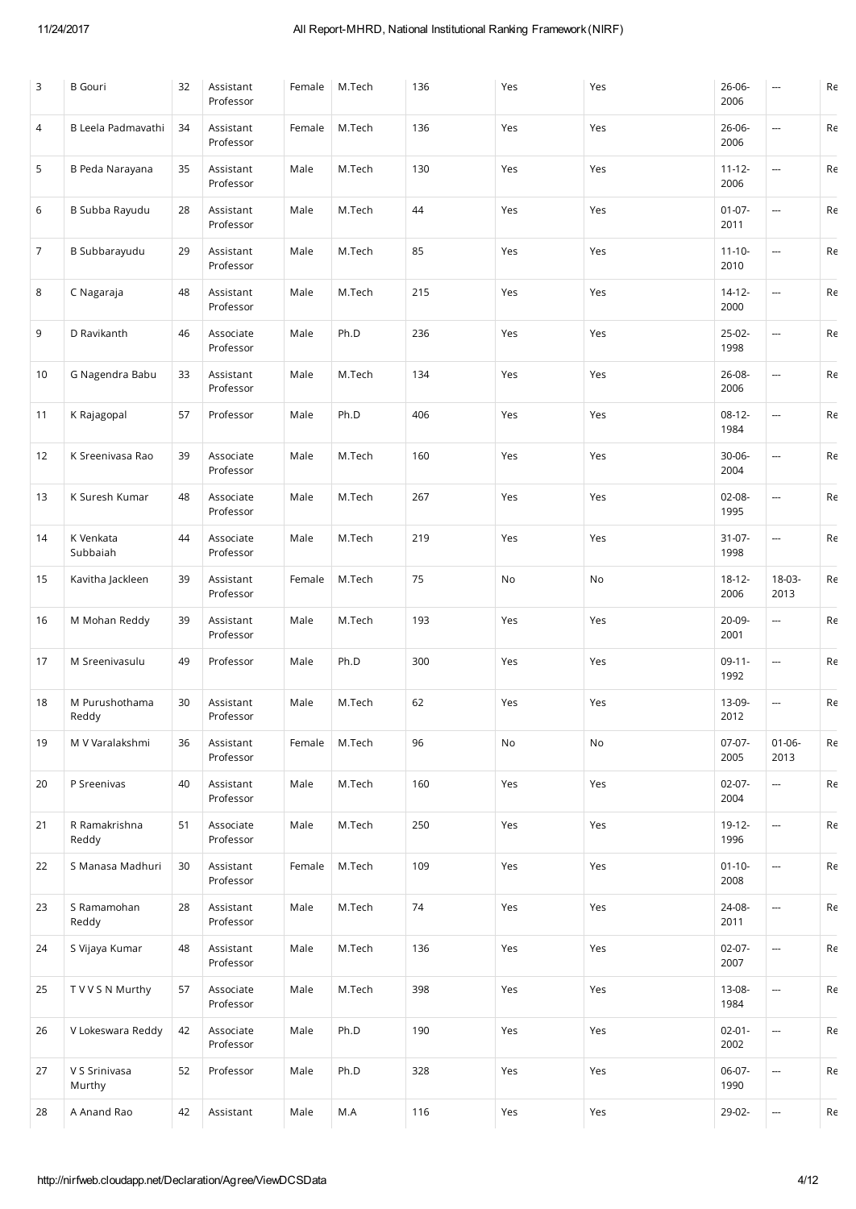| 3 | B Gouri | 32 | Assistant Professor | Female | M.Tech | 136 | Yes | Yes | 26-06-2006 | --- | Re |
|---|---|---|---|---|---|---|---|---|---|---|---|
| 4 | B Leela Padmavathi | 34 | Assistant Professor | Female | M.Tech | 136 | Yes | Yes | 26-06-2006 | --- | Re |
| 5 | B Peda Narayana | 35 | Assistant Professor | Male | M.Tech | 130 | Yes | Yes | 11-12-2006 | --- | Re |
| 6 | B Subba Rayudu | 28 | Assistant Professor | Male | M.Tech | 44 | Yes | Yes | 01-07-2011 | --- | Re |
| 7 | B Subbarayudu | 29 | Assistant Professor | Male | M.Tech | 85 | Yes | Yes | 11-10-2010 | --- | Re |
| 8 | C Nagaraja | 48 | Assistant Professor | Male | M.Tech | 215 | Yes | Yes | 14-12-2000 | --- | Re |
| 9 | D Ravikanth | 46 | Associate Professor | Male | Ph.D | 236 | Yes | Yes | 25-02-1998 | --- | Re |
| 10 | G Nagendra Babu | 33 | Assistant Professor | Male | M.Tech | 134 | Yes | Yes | 26-08-2006 | --- | Re |
| 11 | K Rajagopal | 57 | Professor | Male | Ph.D | 406 | Yes | Yes | 08-12-1984 | --- | Re |
| 12 | K Sreenivasa Rao | 39 | Associate Professor | Male | M.Tech | 160 | Yes | Yes | 30-06-2004 | --- | Re |
| 13 | K Suresh Kumar | 48 | Associate Professor | Male | M.Tech | 267 | Yes | Yes | 02-08-1995 | --- | Re |
| 14 | K Venkata Subbaiah | 44 | Associate Professor | Male | M.Tech | 219 | Yes | Yes | 31-07-1998 | --- | Re |
| 15 | Kavitha Jackleen | 39 | Assistant Professor | Female | M.Tech | 75 | No | No | 18-12-2006 | 18-03-2013 | Re |
| 16 | M Mohan Reddy | 39 | Assistant Professor | Male | M.Tech | 193 | Yes | Yes | 20-09-2001 | --- | Re |
| 17 | M Sreenivasulu | 49 | Professor | Male | Ph.D | 300 | Yes | Yes | 09-11-1992 | --- | Re |
| 18 | M Purushothama Reddy | 30 | Assistant Professor | Male | M.Tech | 62 | Yes | Yes | 13-09-2012 | --- | Re |
| 19 | M V Varalakshmi | 36 | Assistant Professor | Female | M.Tech | 96 | No | No | 07-07-2005 | 01-06-2013 | Re |
| 20 | P Sreenivas | 40 | Assistant Professor | Male | M.Tech | 160 | Yes | Yes | 02-07-2004 | --- | Re |
| 21 | R Ramakrishna Reddy | 51 | Associate Professor | Male | M.Tech | 250 | Yes | Yes | 19-12-1996 | --- | Re |
| 22 | S Manasa Madhuri | 30 | Assistant Professor | Female | M.Tech | 109 | Yes | Yes | 01-10-2008 | --- | Re |
| 23 | S Ramamohan Reddy | 28 | Assistant Professor | Male | M.Tech | 74 | Yes | Yes | 24-08-2011 | --- | Re |
| 24 | S Vijaya Kumar | 48 | Assistant Professor | Male | M.Tech | 136 | Yes | Yes | 02-07-2007 | --- | Re |
| 25 | T V V S N Murthy | 57 | Associate Professor | Male | M.Tech | 398 | Yes | Yes | 13-08-1984 | --- | Re |
| 26 | V Lokeswara Reddy | 42 | Associate Professor | Male | Ph.D | 190 | Yes | Yes | 02-01-2002 | --- | Re |
| 27 | V S Srinivasa Murthy | 52 | Professor | Male | Ph.D | 328 | Yes | Yes | 06-07-1990 | --- | Re |
| 28 | A Anand Rao | 42 | Assistant | Male | M.A | 116 | Yes | Yes | 29-02- | --- | Re |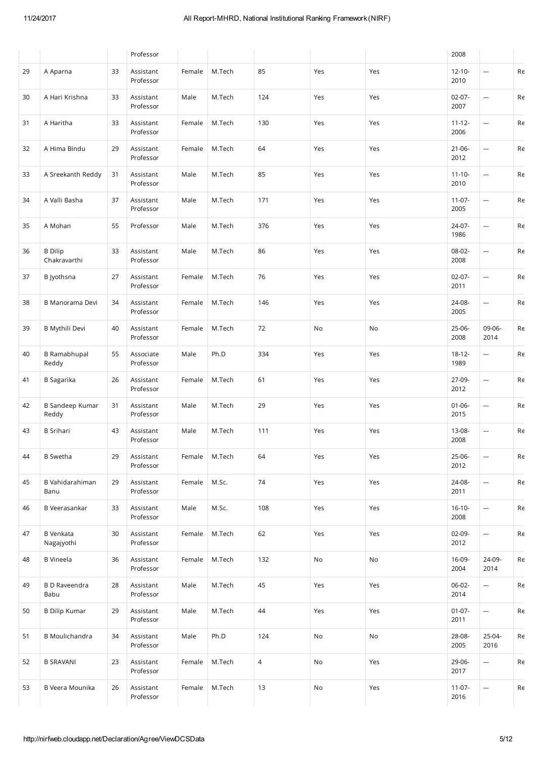| | | | Professor | | | | | | 2008 | | |
|---|---|---|---|---|---|---|---|---|---|---|---|
| 29 | A Aparna | 33 | Assistant Professor | Female | M.Tech | 85 | Yes | Yes | 12-10-2010 | --- | Re |
| 30 | A Hari Krishna | 33 | Assistant Professor | Male | M.Tech | 124 | Yes | Yes | 02-07-2007 | --- | Re |
| 31 | A Haritha | 33 | Assistant Professor | Female | M.Tech | 130 | Yes | Yes | 11-12-2006 | --- | Re |
| 32 | A Hima Bindu | 29 | Assistant Professor | Female | M.Tech | 64 | Yes | Yes | 21-06-2012 | --- | Re |
| 33 | A Sreekanth Reddy | 31 | Assistant Professor | Male | M.Tech | 85 | Yes | Yes | 11-10-2010 | --- | Re |
| 34 | A Valli Basha | 37 | Assistant Professor | Male | M.Tech | 171 | Yes | Yes | 11-07-2005 | --- | Re |
| 35 | A Mohan | 55 | Professor | Male | M.Tech | 376 | Yes | Yes | 24-07-1986 | --- | Re |
| 36 | B Dilip Chakravarthi | 33 | Assistant Professor | Male | M.Tech | 86 | Yes | Yes | 08-02-2008 | --- | Re |
| 37 | B Jyothsna | 27 | Assistant Professor | Female | M.Tech | 76 | Yes | Yes | 02-07-2011 | --- | Re |
| 38 | B Manorama Devi | 34 | Assistant Professor | Female | M.Tech | 146 | Yes | Yes | 24-08-2005 | --- | Re |
| 39 | B Mythili Devi | 40 | Assistant Professor | Female | M.Tech | 72 | No | No | 25-06-2008 | 09-06-2014 | Re |
| 40 | B Ramabhupal Reddy | 55 | Associate Professor | Male | Ph.D | 334 | Yes | Yes | 18-12-1989 | --- | Re |
| 41 | B Sagarika | 26 | Assistant Professor | Female | M.Tech | 61 | Yes | Yes | 27-09-2012 | --- | Re |
| 42 | B Sandeep Kumar Reddy | 31 | Assistant Professor | Male | M.Tech | 29 | Yes | Yes | 01-06-2015 | --- | Re |
| 43 | B Srihari | 43 | Assistant Professor | Male | M.Tech | 111 | Yes | Yes | 13-08-2008 | --- | Re |
| 44 | B Swetha | 29 | Assistant Professor | Female | M.Tech | 64 | Yes | Yes | 25-06-2012 | --- | Re |
| 45 | B Vahidarahiman Banu | 29 | Assistant Professor | Female | M.Sc. | 74 | Yes | Yes | 24-08-2011 | --- | Re |
| 46 | B Veerasankar | 33 | Assistant Professor | Male | M.Sc. | 108 | Yes | Yes | 16-10-2008 | --- | Re |
| 47 | B Venkata Nagajyothi | 30 | Assistant Professor | Female | M.Tech | 62 | Yes | Yes | 02-09-2012 | --- | Re |
| 48 | B Vineela | 36 | Assistant Professor | Female | M.Tech | 132 | No | No | 16-09-2004 | 24-09-2014 | Re |
| 49 | B D Raveendra Babu | 28 | Assistant Professor | Male | M.Tech | 45 | Yes | Yes | 06-02-2014 | --- | Re |
| 50 | B Dilip Kumar | 29 | Assistant Professor | Male | M.Tech | 44 | Yes | Yes | 01-07-2011 | --- | Re |
| 51 | B Moulichandra | 34 | Assistant Professor | Male | Ph.D | 124 | No | No | 28-08-2005 | 25-04-2016 | Re |
| 52 | B SRAVANI | 23 | Assistant Professor | Female | M.Tech | 4 | No | Yes | 29-06-2017 | --- | Re |
| 53 | B Veera Mounika | 26 | Assistant Professor | Female | M.Tech | 13 | No | Yes | 11-07-2016 | --- | Re |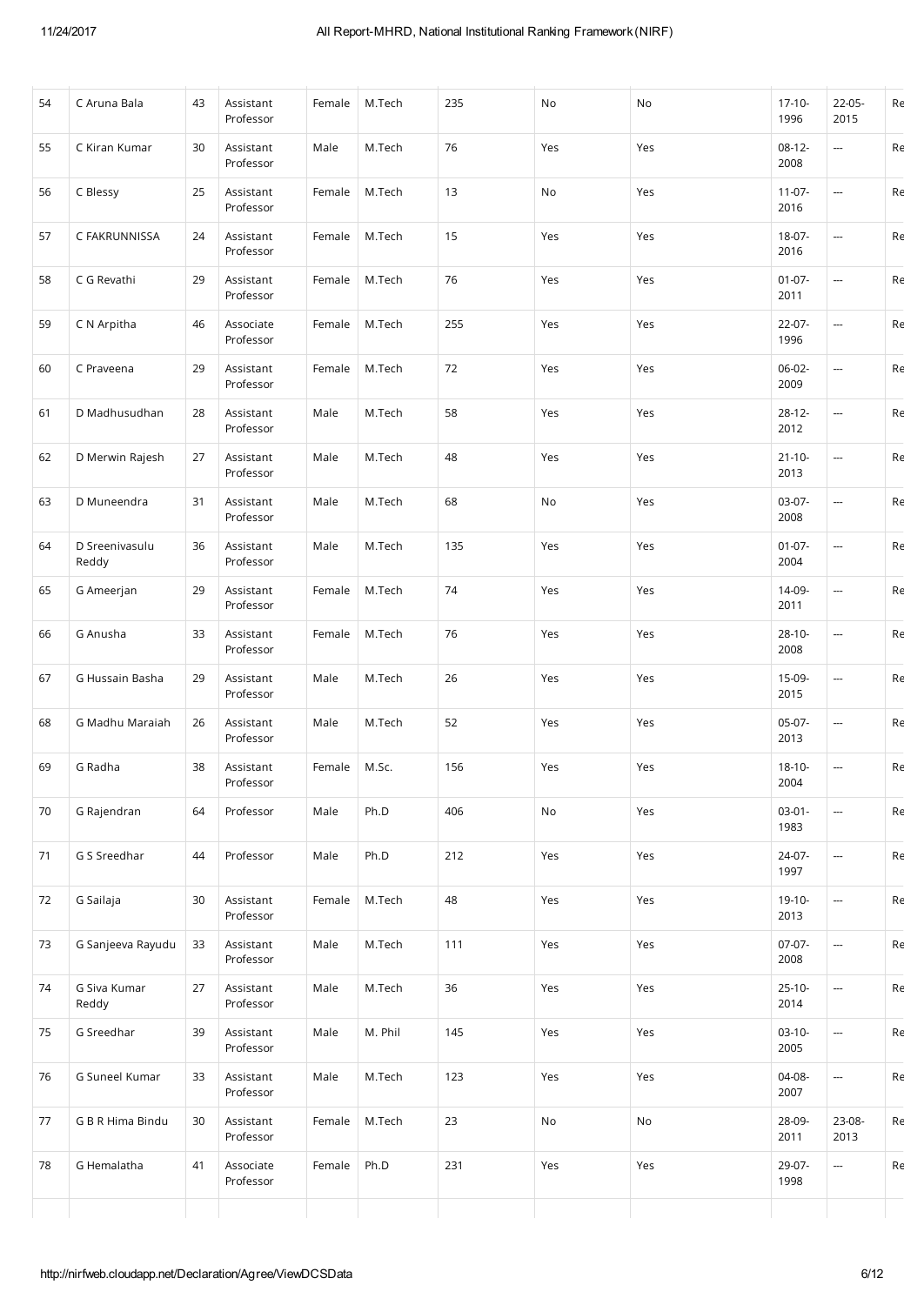| 54 | C Aruna Bala | 43 | Assistant Professor | Female | M.Tech | 235 | No | No | 17-10-1996 | 22-05-2015 | Re |
|---|---|---|---|---|---|---|---|---|---|---|---|
| 55 | C Kiran Kumar | 30 | Assistant Professor | Male | M.Tech | 76 | Yes | Yes | 08-12-2008 | --- | Re |
| 56 | C Blessy | 25 | Assistant Professor | Female | M.Tech | 13 | No | Yes | 11-07-2016 | --- | Re |
| 57 | C FAKRUNNISSA | 24 | Assistant Professor | Female | M.Tech | 15 | Yes | Yes | 18-07-2016 | --- | Re |
| 58 | C G Revathi | 29 | Assistant Professor | Female | M.Tech | 76 | Yes | Yes | 01-07-2011 | --- | Re |
| 59 | C N Arpitha | 46 | Associate Professor | Female | M.Tech | 255 | Yes | Yes | 22-07-1996 | --- | Re |
| 60 | C Praveena | 29 | Assistant Professor | Female | M.Tech | 72 | Yes | Yes | 06-02-2009 | --- | Re |
| 61 | D Madhusudhan | 28 | Assistant Professor | Male | M.Tech | 58 | Yes | Yes | 28-12-2012 | --- | Re |
| 62 | D Merwin Rajesh | 27 | Assistant Professor | Male | M.Tech | 48 | Yes | Yes | 21-10-2013 | --- | Re |
| 63 | D Muneendra | 31 | Assistant Professor | Male | M.Tech | 68 | No | Yes | 03-07-2008 | --- | Re |
| 64 | D Sreenivasulu Reddy | 36 | Assistant Professor | Male | M.Tech | 135 | Yes | Yes | 01-07-2004 | --- | Re |
| 65 | G Ameerjan | 29 | Assistant Professor | Female | M.Tech | 74 | Yes | Yes | 14-09-2011 | --- | Re |
| 66 | G Anusha | 33 | Assistant Professor | Female | M.Tech | 76 | Yes | Yes | 28-10-2008 | --- | Re |
| 67 | G Hussain Basha | 29 | Assistant Professor | Male | M.Tech | 26 | Yes | Yes | 15-09-2015 | --- | Re |
| 68 | G Madhu Maraiah | 26 | Assistant Professor | Male | M.Tech | 52 | Yes | Yes | 05-07-2013 | --- | Re |
| 69 | G Radha | 38 | Assistant Professor | Female | M.Sc. | 156 | Yes | Yes | 18-10-2004 | --- | Re |
| 70 | G Rajendran | 64 | Professor | Male | Ph.D | 406 | No | Yes | 03-01-1983 | --- | Re |
| 71 | G S Sreedhar | 44 | Professor | Male | Ph.D | 212 | Yes | Yes | 24-07-1997 | --- | Re |
| 72 | G Sailaja | 30 | Assistant Professor | Female | M.Tech | 48 | Yes | Yes | 19-10-2013 | --- | Re |
| 73 | G Sanjeeva Rayudu | 33 | Assistant Professor | Male | M.Tech | 111 | Yes | Yes | 07-07-2008 | --- | Re |
| 74 | G Siva Kumar Reddy | 27 | Assistant Professor | Male | M.Tech | 36 | Yes | Yes | 25-10-2014 | --- | Re |
| 75 | G Sreedhar | 39 | Assistant Professor | Male | M. Phil | 145 | Yes | Yes | 03-10-2005 | --- | Re |
| 76 | G Suneel Kumar | 33 | Assistant Professor | Male | M.Tech | 123 | Yes | Yes | 04-08-2007 | --- | Re |
| 77 | G B R Hima Bindu | 30 | Assistant Professor | Female | M.Tech | 23 | No | No | 28-09-2011 | 23-08-2013 | Re |
| 78 | G Hemalatha | 41 | Associate Professor | Female | Ph.D | 231 | Yes | Yes | 29-07-1998 | --- | Re |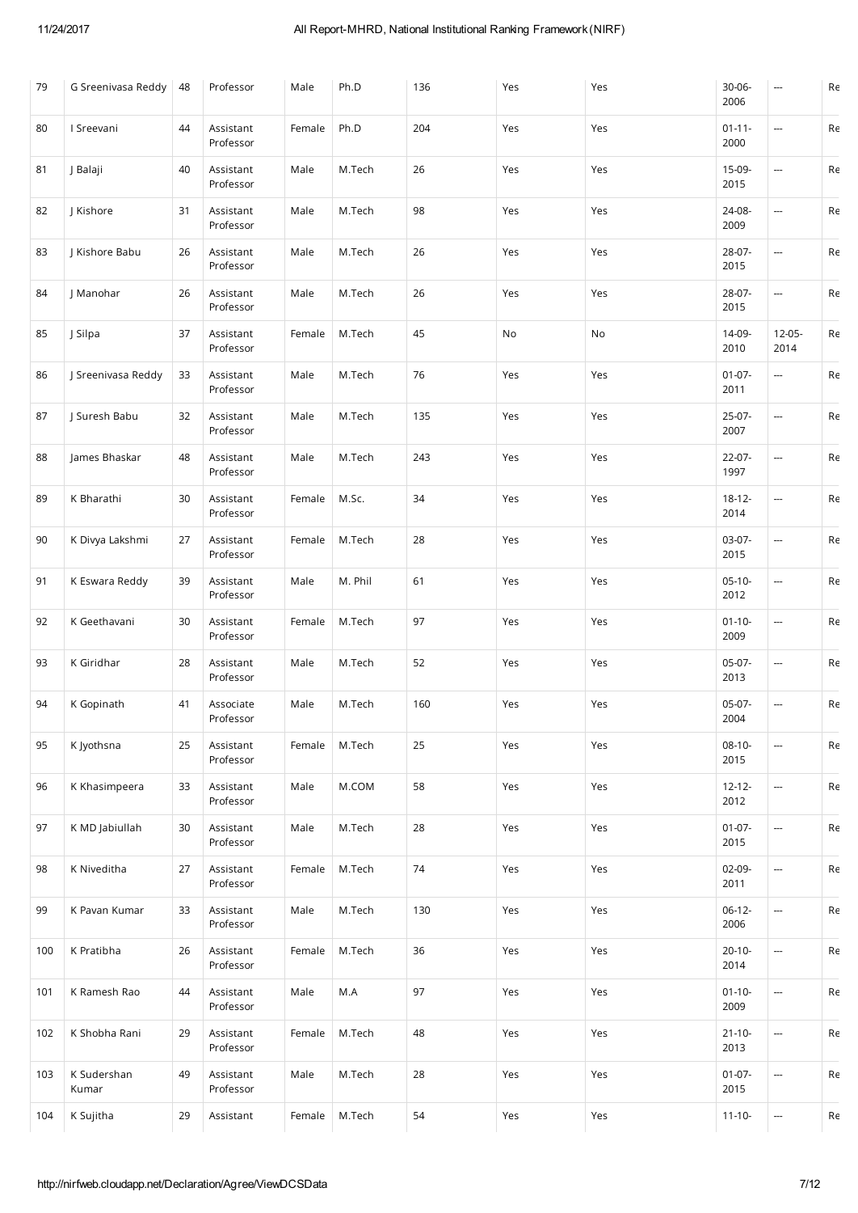| 79 | G Sreenivasa Reddy | 48 | Professor | Male | Ph.D | 136 | Yes | Yes | 30-06-2006 | --- | Re |
|---|---|---|---|---|---|---|---|---|---|---|---|
| 80 | I Sreevani | 44 | Assistant Professor | Female | Ph.D | 204 | Yes | Yes | 01-11-2000 | --- | Re |
| 81 | J Balaji | 40 | Assistant Professor | Male | M.Tech | 26 | Yes | Yes | 15-09-2015 | --- | Re |
| 82 | J Kishore | 31 | Assistant Professor | Male | M.Tech | 98 | Yes | Yes | 24-08-2009 | --- | Re |
| 83 | J Kishore Babu | 26 | Assistant Professor | Male | M.Tech | 26 | Yes | Yes | 28-07-2015 | --- | Re |
| 84 | J Manohar | 26 | Assistant Professor | Male | M.Tech | 26 | Yes | Yes | 28-07-2015 | --- | Re |
| 85 | J Silpa | 37 | Assistant Professor | Female | M.Tech | 45 | No | No | 14-09-2010 | 12-05-2014 | Re |
| 86 | J Sreenivasa Reddy | 33 | Assistant Professor | Male | M.Tech | 76 | Yes | Yes | 01-07-2011 | --- | Re |
| 87 | J Suresh Babu | 32 | Assistant Professor | Male | M.Tech | 135 | Yes | Yes | 25-07-2007 | --- | Re |
| 88 | James Bhaskar | 48 | Assistant Professor | Male | M.Tech | 243 | Yes | Yes | 22-07-1997 | --- | Re |
| 89 | K Bharathi | 30 | Assistant Professor | Female | M.Sc. | 34 | Yes | Yes | 18-12-2014 | --- | Re |
| 90 | K Divya Lakshmi | 27 | Assistant Professor | Female | M.Tech | 28 | Yes | Yes | 03-07-2015 | --- | Re |
| 91 | K Eswara Reddy | 39 | Assistant Professor | Male | M. Phil | 61 | Yes | Yes | 05-10-2012 | --- | Re |
| 92 | K Geethavani | 30 | Assistant Professor | Female | M.Tech | 97 | Yes | Yes | 01-10-2009 | --- | Re |
| 93 | K Giridhar | 28 | Assistant Professor | Male | M.Tech | 52 | Yes | Yes | 05-07-2013 | --- | Re |
| 94 | K Gopinath | 41 | Associate Professor | Male | M.Tech | 160 | Yes | Yes | 05-07-2004 | --- | Re |
| 95 | K Jyothsna | 25 | Assistant Professor | Female | M.Tech | 25 | Yes | Yes | 08-10-2015 | --- | Re |
| 96 | K Khasimpeera | 33 | Assistant Professor | Male | M.COM | 58 | Yes | Yes | 12-12-2012 | --- | Re |
| 97 | K MD Jabiullah | 30 | Assistant Professor | Male | M.Tech | 28 | Yes | Yes | 01-07-2015 | --- | Re |
| 98 | K Niveditha | 27 | Assistant Professor | Female | M.Tech | 74 | Yes | Yes | 02-09-2011 | --- | Re |
| 99 | K Pavan Kumar | 33 | Assistant Professor | Male | M.Tech | 130 | Yes | Yes | 06-12-2006 | --- | Re |
| 100 | K Pratibha | 26 | Assistant Professor | Female | M.Tech | 36 | Yes | Yes | 20-10-2014 | --- | Re |
| 101 | K Ramesh Rao | 44 | Assistant Professor | Male | M.A | 97 | Yes | Yes | 01-10-2009 | --- | Re |
| 102 | K Shobha Rani | 29 | Assistant Professor | Female | M.Tech | 48 | Yes | Yes | 21-10-2013 | --- | Re |
| 103 | K Sudershan Kumar | 49 | Assistant Professor | Male | M.Tech | 28 | Yes | Yes | 01-07-2015 | --- | Re |
| 104 | K Sujitha | 29 | Assistant | Female | M.Tech | 54 | Yes | Yes | 11-10- | --- | Re |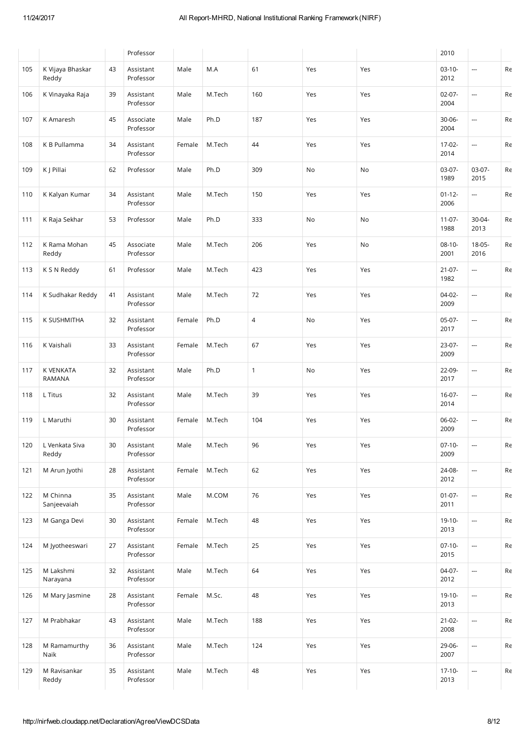| | | | Professor | | | | | | 2010 | | |
|---|---|---|---|---|---|---|---|---|---|---|---|
| 105 | K Vijaya Bhaskar Reddy | 43 | Assistant Professor | Male | M.A | 61 | Yes | Yes | 03-10-2012 | --- | Re |
| 106 | K Vinayaka Raja | 39 | Assistant Professor | Male | M.Tech | 160 | Yes | Yes | 02-07-2004 | --- | Re |
| 107 | K Amaresh | 45 | Associate Professor | Male | Ph.D | 187 | Yes | Yes | 30-06-2004 | --- | Re |
| 108 | K B Pullamma | 34 | Assistant Professor | Female | M.Tech | 44 | Yes | Yes | 17-02-2014 | --- | Re |
| 109 | K J Pillai | 62 | Professor | Male | Ph.D | 309 | No | No | 03-07-1989 | 03-07-2015 | Re |
| 110 | K Kalyan Kumar | 34 | Assistant Professor | Male | M.Tech | 150 | Yes | Yes | 01-12-2006 | --- | Re |
| 111 | K Raja Sekhar | 53 | Professor | Male | Ph.D | 333 | No | No | 11-07-1988 | 30-04-2013 | Re |
| 112 | K Rama Mohan Reddy | 45 | Associate Professor | Male | M.Tech | 206 | Yes | No | 08-10-2001 | 18-05-2016 | Re |
| 113 | K S N Reddy | 61 | Professor | Male | M.Tech | 423 | Yes | Yes | 21-07-1982 | --- | Re |
| 114 | K Sudhakar Reddy | 41 | Assistant Professor | Male | M.Tech | 72 | Yes | Yes | 04-02-2009 | --- | Re |
| 115 | K SUSHMITHA | 32 | Assistant Professor | Female | Ph.D | 4 | No | Yes | 05-07-2017 | --- | Re |
| 116 | K Vaishali | 33 | Assistant Professor | Female | M.Tech | 67 | Yes | Yes | 23-07-2009 | --- | Re |
| 117 | K VENKATA RAMANA | 32 | Assistant Professor | Male | Ph.D | 1 | No | Yes | 22-09-2017 | --- | Re |
| 118 | L Titus | 32 | Assistant Professor | Male | M.Tech | 39 | Yes | Yes | 16-07-2014 | --- | Re |
| 119 | L Maruthi | 30 | Assistant Professor | Female | M.Tech | 104 | Yes | Yes | 06-02-2009 | --- | Re |
| 120 | L Venkata Siva Reddy | 30 | Assistant Professor | Male | M.Tech | 96 | Yes | Yes | 07-10-2009 | --- | Re |
| 121 | M Arun Jyothi | 28 | Assistant Professor | Female | M.Tech | 62 | Yes | Yes | 24-08-2012 | --- | Re |
| 122 | M Chinna Sanjeevaiah | 35 | Assistant Professor | Male | M.COM | 76 | Yes | Yes | 01-07-2011 | --- | Re |
| 123 | M Ganga Devi | 30 | Assistant Professor | Female | M.Tech | 48 | Yes | Yes | 19-10-2013 | --- | Re |
| 124 | M Jyotheeswari | 27 | Assistant Professor | Female | M.Tech | 25 | Yes | Yes | 07-10-2015 | --- | Re |
| 125 | M Lakshmi Narayana | 32 | Assistant Professor | Male | M.Tech | 64 | Yes | Yes | 04-07-2012 | --- | Re |
| 126 | M Mary Jasmine | 28 | Assistant Professor | Female | M.Sc. | 48 | Yes | Yes | 19-10-2013 | --- | Re |
| 127 | M Prabhakar | 43 | Assistant Professor | Male | M.Tech | 188 | Yes | Yes | 21-02-2008 | --- | Re |
| 128 | M Ramamurthy Naik | 36 | Assistant Professor | Male | M.Tech | 124 | Yes | Yes | 29-06-2007 | --- | Re |
| 129 | M Ravisankar Reddy | 35 | Assistant Professor | Male | M.Tech | 48 | Yes | Yes | 17-10-2013 | --- | Re |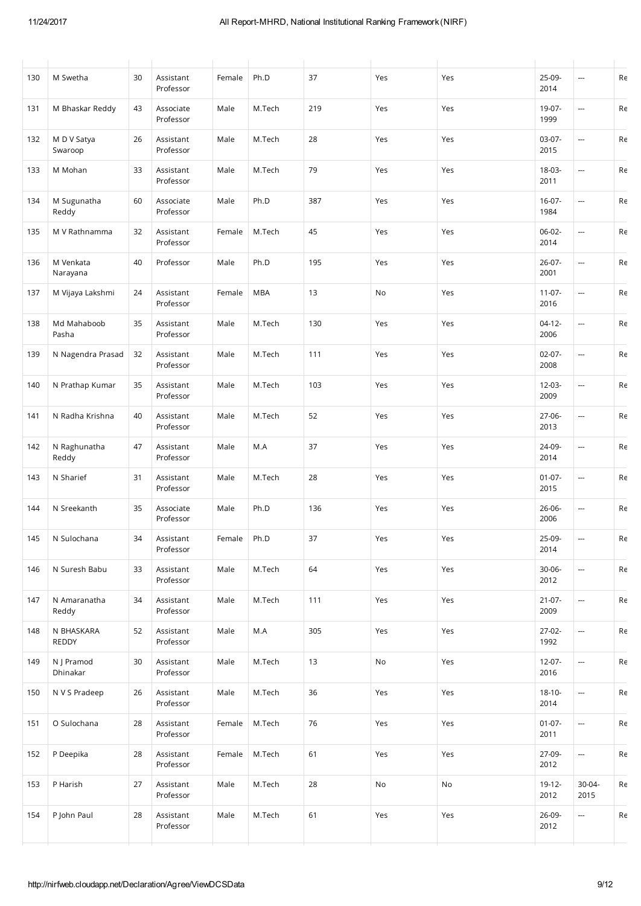| | | | | | | | | | | | |
|---|---|---|---|---|---|---|---|---|---|---|---|
| 130 | M Swetha | 30 | Assistant Professor | Female | Ph.D | 37 | Yes | Yes | 25-09-2014 | --- | Re |
| 131 | M Bhaskar Reddy | 43 | Associate Professor | Male | M.Tech | 219 | Yes | Yes | 19-07-1999 | --- | Re |
| 132 | M D V Satya Swaroop | 26 | Assistant Professor | Male | M.Tech | 28 | Yes | Yes | 03-07-2015 | --- | Re |
| 133 | M Mohan | 33 | Assistant Professor | Male | M.Tech | 79 | Yes | Yes | 18-03-2011 | --- | Re |
| 134 | M Sugunatha Reddy | 60 | Associate Professor | Male | Ph.D | 387 | Yes | Yes | 16-07-1984 | --- | Re |
| 135 | M V Rathnamma | 32 | Assistant Professor | Female | M.Tech | 45 | Yes | Yes | 06-02-2014 | --- | Re |
| 136 | M Venkata Narayana | 40 | Professor | Male | Ph.D | 195 | Yes | Yes | 26-07-2001 | --- | Re |
| 137 | M Vijaya Lakshmi | 24 | Assistant Professor | Female | MBA | 13 | No | Yes | 11-07-2016 | --- | Re |
| 138 | Md Mahaboob Pasha | 35 | Assistant Professor | Male | M.Tech | 130 | Yes | Yes | 04-12-2006 | --- | Re |
| 139 | N Nagendra Prasad | 32 | Assistant Professor | Male | M.Tech | 111 | Yes | Yes | 02-07-2008 | --- | Re |
| 140 | N Prathap Kumar | 35 | Assistant Professor | Male | M.Tech | 103 | Yes | Yes | 12-03-2009 | --- | Re |
| 141 | N Radha Krishna | 40 | Assistant Professor | Male | M.Tech | 52 | Yes | Yes | 27-06-2013 | --- | Re |
| 142 | N Raghunatha Reddy | 47 | Assistant Professor | Male | M.A | 37 | Yes | Yes | 24-09-2014 | --- | Re |
| 143 | N Sharief | 31 | Assistant Professor | Male | M.Tech | 28 | Yes | Yes | 01-07-2015 | --- | Re |
| 144 | N Sreekanth | 35 | Associate Professor | Male | Ph.D | 136 | Yes | Yes | 26-06-2006 | --- | Re |
| 145 | N Sulochana | 34 | Assistant Professor | Female | Ph.D | 37 | Yes | Yes | 25-09-2014 | --- | Re |
| 146 | N Suresh Babu | 33 | Assistant Professor | Male | M.Tech | 64 | Yes | Yes | 30-06-2012 | --- | Re |
| 147 | N Amaranatha Reddy | 34 | Assistant Professor | Male | M.Tech | 111 | Yes | Yes | 21-07-2009 | --- | Re |
| 148 | N BHASKARA REDDY | 52 | Assistant Professor | Male | M.A | 305 | Yes | Yes | 27-02-1992 | --- | Re |
| 149 | N J Pramod Dhinakar | 30 | Assistant Professor | Male | M.Tech | 13 | No | Yes | 12-07-2016 | --- | Re |
| 150 | N V S Pradeep | 26 | Assistant Professor | Male | M.Tech | 36 | Yes | Yes | 18-10-2014 | --- | Re |
| 151 | O Sulochana | 28 | Assistant Professor | Female | M.Tech | 76 | Yes | Yes | 01-07-2011 | --- | Re |
| 152 | P Deepika | 28 | Assistant Professor | Female | M.Tech | 61 | Yes | Yes | 27-09-2012 | --- | Re |
| 153 | P Harish | 27 | Assistant Professor | Male | M.Tech | 28 | No | No | 19-12-2012 | 30-04-2015 | Re |
| 154 | P John Paul | 28 | Assistant Professor | Male | M.Tech | 61 | Yes | Yes | 26-09-2012 | --- | Re |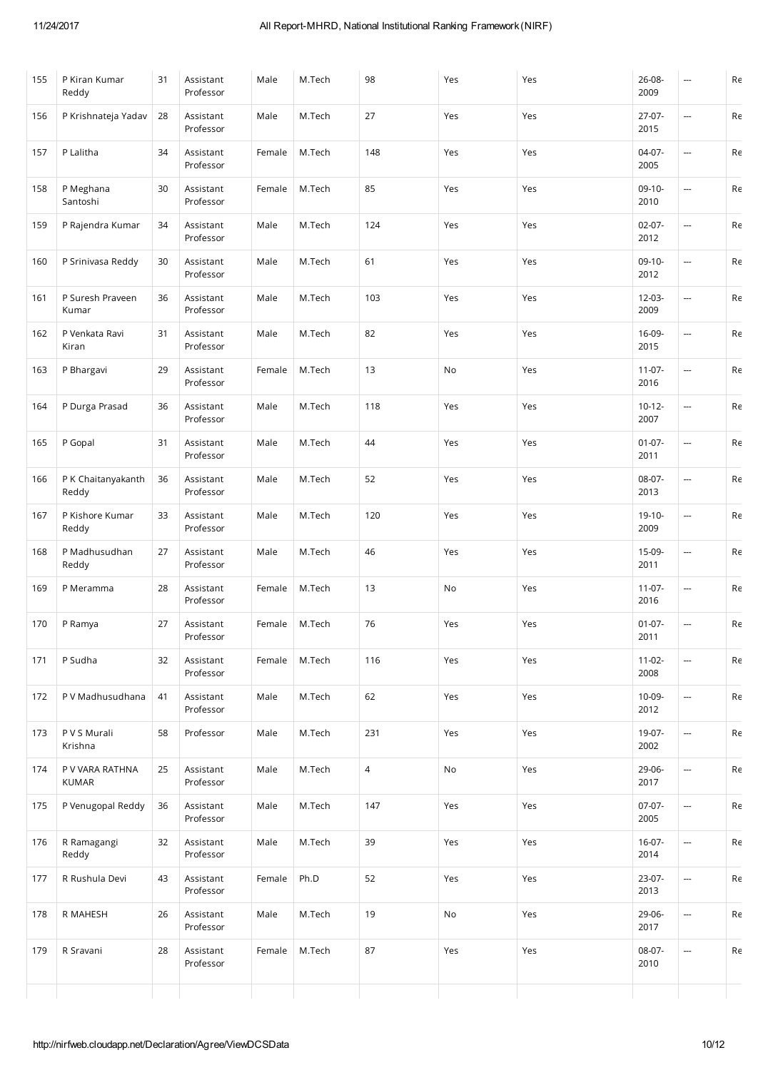| 155 | P Kiran Kumar Reddy | 31 | Assistant Professor | Male | M.Tech | 98 | Yes | Yes | 26-08-2009 | --- | Re |
|---|---|---|---|---|---|---|---|---|---|---|---|
| 156 | P Krishnateja Yadav | 28 | Assistant Professor | Male | M.Tech | 27 | Yes | Yes | 27-07-2015 | --- | Re |
| 157 | P Lalitha | 34 | Assistant Professor | Female | M.Tech | 148 | Yes | Yes | 04-07-2005 | --- | Re |
| 158 | P Meghana Santoshi | 30 | Assistant Professor | Female | M.Tech | 85 | Yes | Yes | 09-10-2010 | --- | Re |
| 159 | P Rajendra Kumar | 34 | Assistant Professor | Male | M.Tech | 124 | Yes | Yes | 02-07-2012 | --- | Re |
| 160 | P Srinivasa Reddy | 30 | Assistant Professor | Male | M.Tech | 61 | Yes | Yes | 09-10-2012 | --- | Re |
| 161 | P Suresh Praveen Kumar | 36 | Assistant Professor | Male | M.Tech | 103 | Yes | Yes | 12-03-2009 | --- | Re |
| 162 | P Venkata Ravi Kiran | 31 | Assistant Professor | Male | M.Tech | 82 | Yes | Yes | 16-09-2015 | --- | Re |
| 163 | P Bhargavi | 29 | Assistant Professor | Female | M.Tech | 13 | No | Yes | 11-07-2016 | --- | Re |
| 164 | P Durga Prasad | 36 | Assistant Professor | Male | M.Tech | 118 | Yes | Yes | 10-12-2007 | --- | Re |
| 165 | P Gopal | 31 | Assistant Professor | Male | M.Tech | 44 | Yes | Yes | 01-07-2011 | --- | Re |
| 166 | P K Chaitanyakanth Reddy | 36 | Assistant Professor | Male | M.Tech | 52 | Yes | Yes | 08-07-2013 | --- | Re |
| 167 | P Kishore Kumar Reddy | 33 | Assistant Professor | Male | M.Tech | 120 | Yes | Yes | 19-10-2009 | --- | Re |
| 168 | P Madhusudhan Reddy | 27 | Assistant Professor | Male | M.Tech | 46 | Yes | Yes | 15-09-2011 | --- | Re |
| 169 | P Meramma | 28 | Assistant Professor | Female | M.Tech | 13 | No | Yes | 11-07-2016 | --- | Re |
| 170 | P Ramya | 27 | Assistant Professor | Female | M.Tech | 76 | Yes | Yes | 01-07-2011 | --- | Re |
| 171 | P Sudha | 32 | Assistant Professor | Female | M.Tech | 116 | Yes | Yes | 11-02-2008 | --- | Re |
| 172 | P V Madhusudhana | 41 | Assistant Professor | Male | M.Tech | 62 | Yes | Yes | 10-09-2012 | --- | Re |
| 173 | P V S Murali Krishna | 58 | Professor | Male | M.Tech | 231 | Yes | Yes | 19-07-2002 | --- | Re |
| 174 | P V VARA RATHNA KUMAR | 25 | Assistant Professor | Male | M.Tech | 4 | No | Yes | 29-06-2017 | --- | Re |
| 175 | P Venugopal Reddy | 36 | Assistant Professor | Male | M.Tech | 147 | Yes | Yes | 07-07-2005 | --- | Re |
| 176 | R Ramagangi Reddy | 32 | Assistant Professor | Male | M.Tech | 39 | Yes | Yes | 16-07-2014 | --- | Re |
| 177 | R Rushula Devi | 43 | Assistant Professor | Female | Ph.D | 52 | Yes | Yes | 23-07-2013 | --- | Re |
| 178 | R MAHESH | 26 | Assistant Professor | Male | M.Tech | 19 | No | Yes | 29-06-2017 | --- | Re |
| 179 | R Sravani | 28 | Assistant Professor | Female | M.Tech | 87 | Yes | Yes | 08-07-2010 | --- | Re |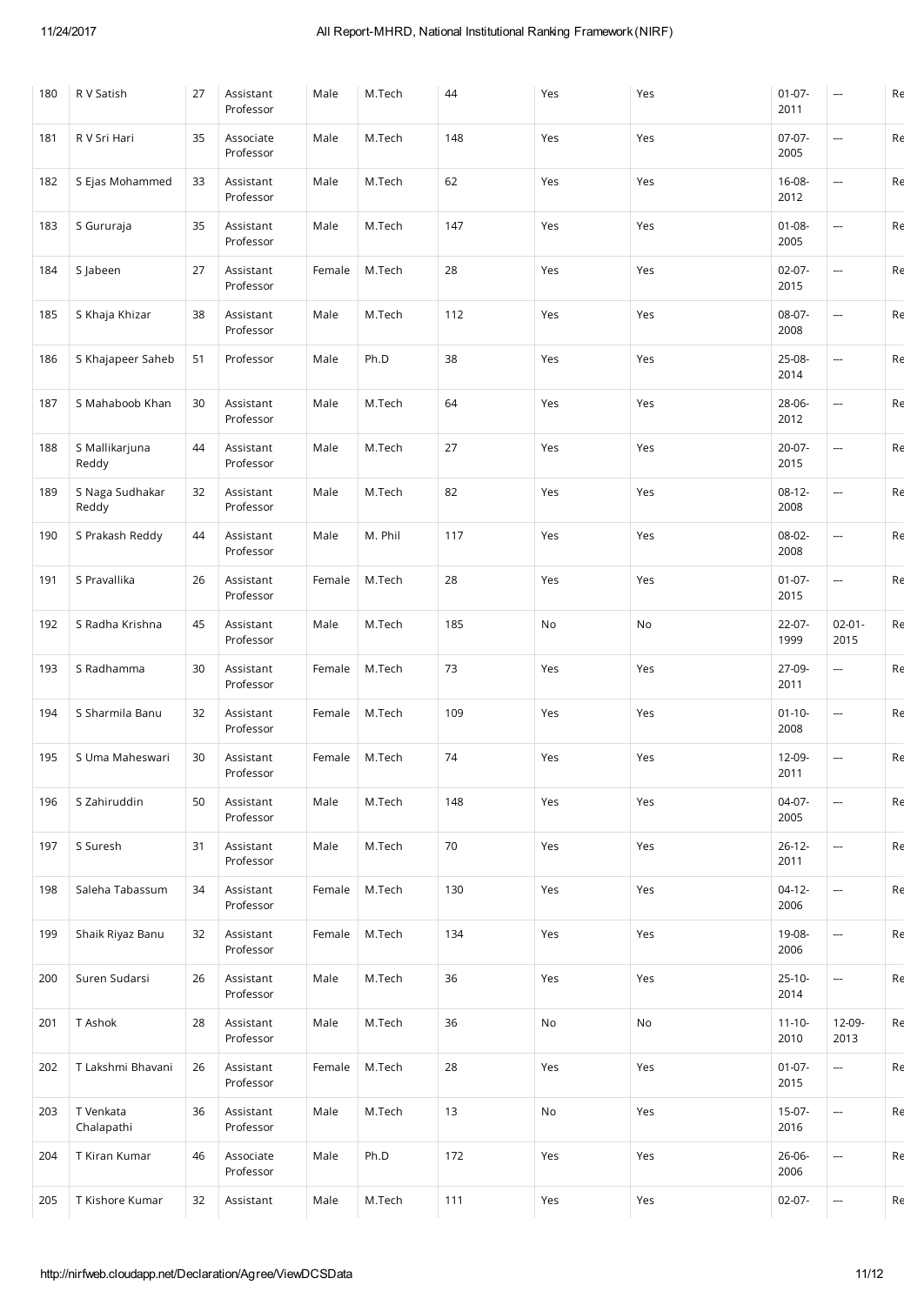| 180 | R V Satish | 27 | Assistant Professor | Male | M.Tech | 44 | Yes | Yes | 01-07-2011 | --- | Re |
|---|---|---|---|---|---|---|---|---|---|---|---|
| 181 | R V Sri Hari | 35 | Associate Professor | Male | M.Tech | 148 | Yes | Yes | 07-07-2005 | --- | Re |
| 182 | S Ejas Mohammed | 33 | Assistant Professor | Male | M.Tech | 62 | Yes | Yes | 16-08-2012 | --- | Re |
| 183 | S Gururaja | 35 | Assistant Professor | Male | M.Tech | 147 | Yes | Yes | 01-08-2005 | --- | Re |
| 184 | S Jabeen | 27 | Assistant Professor | Female | M.Tech | 28 | Yes | Yes | 02-07-2015 | --- | Re |
| 185 | S Khaja Khizar | 38 | Assistant Professor | Male | M.Tech | 112 | Yes | Yes | 08-07-2008 | --- | Re |
| 186 | S Khajapeer Saheb | 51 | Professor | Male | Ph.D | 38 | Yes | Yes | 25-08-2014 | --- | Re |
| 187 | S Mahaboob Khan | 30 | Assistant Professor | Male | M.Tech | 64 | Yes | Yes | 28-06-2012 | --- | Re |
| 188 | S Mallikarjuna Reddy | 44 | Assistant Professor | Male | M.Tech | 27 | Yes | Yes | 20-07-2015 | --- | Re |
| 189 | S Naga Sudhakar Reddy | 32 | Assistant Professor | Male | M.Tech | 82 | Yes | Yes | 08-12-2008 | --- | Re |
| 190 | S Prakash Reddy | 44 | Assistant Professor | Male | M. Phil | 117 | Yes | Yes | 08-02-2008 | --- | Re |
| 191 | S Pravallika | 26 | Assistant Professor | Female | M.Tech | 28 | Yes | Yes | 01-07-2015 | --- | Re |
| 192 | S Radha Krishna | 45 | Assistant Professor | Male | M.Tech | 185 | No | No | 22-07-1999 | 02-01-2015 | Re |
| 193 | S Radhamma | 30 | Assistant Professor | Female | M.Tech | 73 | Yes | Yes | 27-09-2011 | --- | Re |
| 194 | S Sharmila Banu | 32 | Assistant Professor | Female | M.Tech | 109 | Yes | Yes | 01-10-2008 | --- | Re |
| 195 | S Uma Maheswari | 30 | Assistant Professor | Female | M.Tech | 74 | Yes | Yes | 12-09-2011 | --- | Re |
| 196 | S Zahiruddin | 50 | Assistant Professor | Male | M.Tech | 148 | Yes | Yes | 04-07-2005 | --- | Re |
| 197 | S Suresh | 31 | Assistant Professor | Male | M.Tech | 70 | Yes | Yes | 26-12-2011 | --- | Re |
| 198 | Saleha Tabassum | 34 | Assistant Professor | Female | M.Tech | 130 | Yes | Yes | 04-12-2006 | --- | Re |
| 199 | Shaik Riyaz Banu | 32 | Assistant Professor | Female | M.Tech | 134 | Yes | Yes | 19-08-2006 | --- | Re |
| 200 | Suren Sudarsi | 26 | Assistant Professor | Male | M.Tech | 36 | Yes | Yes | 25-10-2014 | --- | Re |
| 201 | T Ashok | 28 | Assistant Professor | Male | M.Tech | 36 | No | No | 11-10-2010 | 12-09-2013 | Re |
| 202 | T Lakshmi Bhavani | 26 | Assistant Professor | Female | M.Tech | 28 | Yes | Yes | 01-07-2015 | --- | Re |
| 203 | T Venkata Chalapathi | 36 | Assistant Professor | Male | M.Tech | 13 | No | Yes | 15-07-2016 | --- | Re |
| 204 | T Kiran Kumar | 46 | Associate Professor | Male | Ph.D | 172 | Yes | Yes | 26-06-2006 | --- | Re |
| 205 | T Kishore Kumar | 32 | Assistant | Male | M.Tech | 111 | Yes | Yes | 02-07- | --- | Re |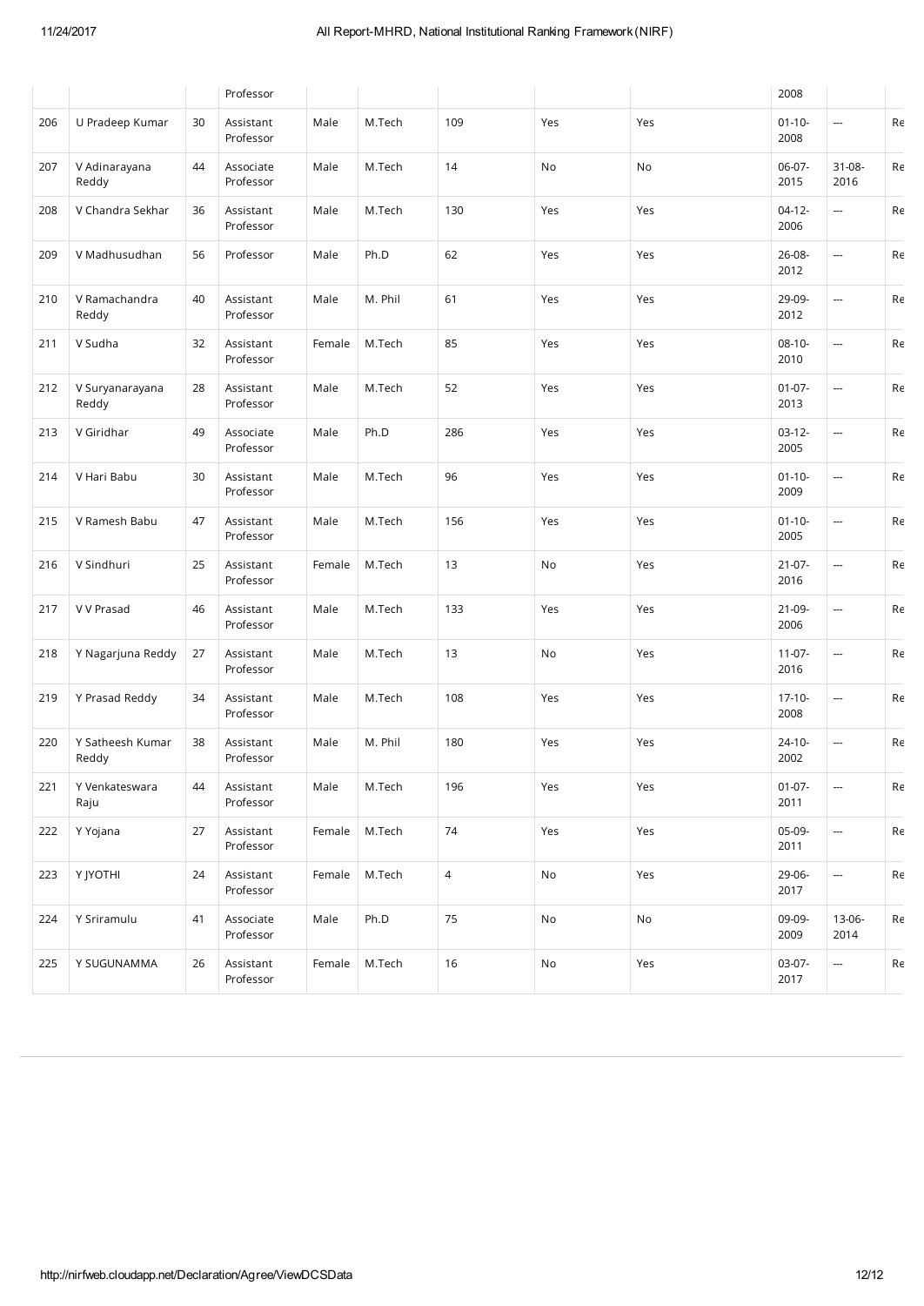| | | | | | | | | | | | |
|---|---|---|---|---|---|---|---|---|---|---|---|
| | | | Professor | | | | | | 2008 | | |
| 206 | U Pradeep Kumar | 30 | Assistant Professor | Male | M.Tech | 109 | Yes | Yes | 01-10-2008 | --- | Re |
| 207 | V Adinarayana Reddy | 44 | Associate Professor | Male | M.Tech | 14 | No | No | 06-07-2015 | 31-08-2016 | Re |
| 208 | V Chandra Sekhar | 36 | Assistant Professor | Male | M.Tech | 130 | Yes | Yes | 04-12-2006 | --- | Re |
| 209 | V Madhusudhan | 56 | Professor | Male | Ph.D | 62 | Yes | Yes | 26-08-2012 | --- | Re |
| 210 | V Ramachandra Reddy | 40 | Assistant Professor | Male | M. Phil | 61 | Yes | Yes | 29-09-2012 | --- | Re |
| 211 | V Sudha | 32 | Assistant Professor | Female | M.Tech | 85 | Yes | Yes | 08-10-2010 | --- | Re |
| 212 | V Suryanarayana Reddy | 28 | Assistant Professor | Male | M.Tech | 52 | Yes | Yes | 01-07-2013 | --- | Re |
| 213 | V Giridhar | 49 | Associate Professor | Male | Ph.D | 286 | Yes | Yes | 03-12-2005 | --- | Re |
| 214 | V Hari Babu | 30 | Assistant Professor | Male | M.Tech | 96 | Yes | Yes | 01-10-2009 | --- | Re |
| 215 | V Ramesh Babu | 47 | Assistant Professor | Male | M.Tech | 156 | Yes | Yes | 01-10-2005 | --- | Re |
| 216 | V Sindhuri | 25 | Assistant Professor | Female | M.Tech | 13 | No | Yes | 21-07-2016 | --- | Re |
| 217 | V V Prasad | 46 | Assistant Professor | Male | M.Tech | 133 | Yes | Yes | 21-09-2006 | --- | Re |
| 218 | Y Nagarjuna Reddy | 27 | Assistant Professor | Male | M.Tech | 13 | No | Yes | 11-07-2016 | --- | Re |
| 219 | Y Prasad Reddy | 34 | Assistant Professor | Male | M.Tech | 108 | Yes | Yes | 17-10-2008 | --- | Re |
| 220 | Y Satheesh Kumar Reddy | 38 | Assistant Professor | Male | M. Phil | 180 | Yes | Yes | 24-10-2002 | --- | Re |
| 221 | Y Venkateswara Raju | 44 | Assistant Professor | Male | M.Tech | 196 | Yes | Yes | 01-07-2011 | --- | Re |
| 222 | Y Yojana | 27 | Assistant Professor | Female | M.Tech | 74 | Yes | Yes | 05-09-2011 | --- | Re |
| 223 | Y JYOTHI | 24 | Assistant Professor | Female | M.Tech | 4 | No | Yes | 29-06-2017 | --- | Re |
| 224 | Y Sriramulu | 41 | Associate Professor | Male | Ph.D | 75 | No | No | 09-09-2009 | 13-06-2014 | Re |
| 225 | Y SUGUNAMMA | 26 | Assistant Professor | Female | M.Tech | 16 | No | Yes | 03-07-2017 | --- | Re |